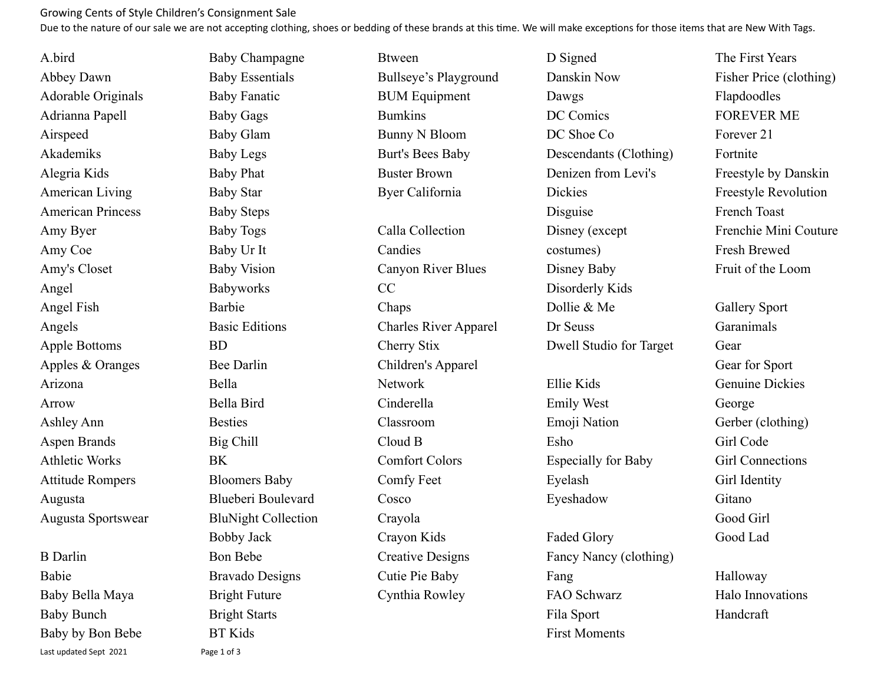Growing Cents of Style Children's Consignment Sale

Due to the nature of our sale we are not accepting clothing, shoes or bedding of these brands at this time. We will make exceptions for those items that are New With Tags.

A.bird
Abbey Dawn
Adorable Originals
Adrianna Papell
Airspeed
Akademiks
Alegria Kids
American Living
American Princess
Amy Byer
Amy Coe
Amy's Closet
Angel
Angel Fish
Angels
Apple Bottoms
Apples & Oranges
Arizona
Arrow
Ashley Ann
Aspen Brands
Athletic Works
Attitude Rompers
Augusta
Augusta Sportswear

B Darlin
Babie
Baby Bella Maya
Baby Bunch
Baby by Bon Bebe
Baby Champagne
Baby Essentials
Baby Fanatic
Baby Gags
Baby Glam
Baby Legs
Baby Phat
Baby Star
Baby Steps
Baby Togs
Baby Ur It
Baby Vision
Babyworks
Barbie
Basic Editions
BD
Bee Darlin
Bella
Bella Bird
Besties
Big Chill
BK
Bloomers Baby
Blueberi Boulevard
BluNight Collection
Bobby Jack
Bon Bebe
Bravado Designs
Bright Future
Bright Starts
BT Kids
Btween
Bullseye's Playground
BUM Equipment
Bumkins
Bunny N Bloom
Burt's Bees Baby
Buster Brown
Byer California

Calla Collection
Candies
Canyon River Blues
CC
Chaps
Charles River Apparel
Cherry Stix
Children's Apparel Network
Cinderella
Classroom
Cloud B
Comfort Colors
Comfy Feet
Cosco
Crayola
Crayon Kids
Creative Designs
Cutie Pie Baby
Cynthia Rowley

D Signed
Danskin Now
Dawgs
DC Comics
DC Shoe Co
Descendants (Clothing)
Denizen from Levi's
Dickies
Disguise
Disney (except costumes)
Disney Baby
Disorderly Kids
Dollie & Me
Dr Seuss
Dwell Studio for Target

Ellie Kids
Emily West
Emoji Nation
Esho
Especially for Baby
Eyelash
Eyeshadow

Faded Glory
Fancy Nancy (clothing)
Fang
FAO Schwarz
Fila Sport
First Moments
The First Years
Fisher Price (clothing)
Flapdoodles
FOREVER ME
Forever 21
Fortnite
Freestyle by Danskin
Freestyle Revolution
French Toast
Frenchie Mini Couture
Fresh Brewed
Fruit of the Loom

Gallery Sport
Garanimals
Gear
Gear for Sport
Genuine Dickies
George
Gerber (clothing)
Girl Code
Girl Connections
Girl Identity
Gitano
Good Girl
Good Lad

Halloway
Halo Innovations
Handcraft

Last updated Sept 2021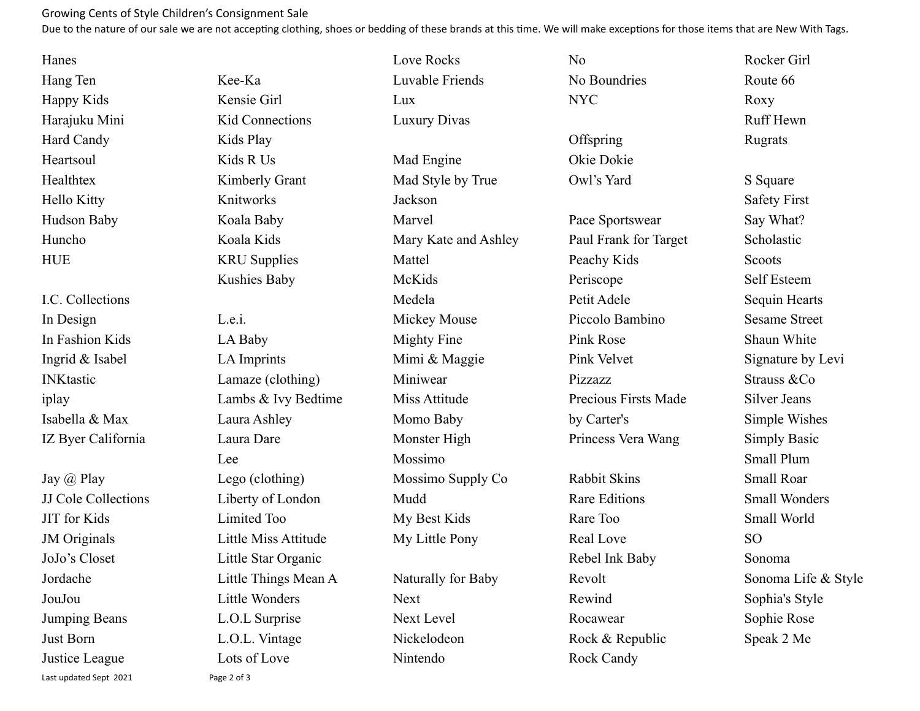Growing Cents of Style Children's Consignment Sale

Due to the nature of our sale we are not accepting clothing, shoes or bedding of these brands at this time. We will make exceptions for those items that are New With Tags.

Hanes
Hang Ten
Happy Kids
Harajuku Mini
Hard Candy
Heartsoul
Healthtex
Hello Kitty
Hudson Baby
Huncho
HUE

I.C. Collections
In Design
In Fashion Kids
Ingrid & Isabel
INKtastic
iplay
Isabella & Max
IZ Byer California

Jay @ Play
JJ Cole Collections
JIT for Kids
JM Originals
JoJo's Closet
Jordache
JouJou
Jumping Beans
Just Born
Justice League

Kee-Ka
Kensie Girl
Kid Connections
Kids Play
Kids R Us
Kimberly Grant
Knitworks
Koala Baby
Koala Kids
KRU Supplies
Kushies Baby

L.e.i.
LA Baby
LA Imprints
Lamaze (clothing)
Lambs & Ivy Bedtime
Laura Ashley
Laura Dare
Lee
Lego (clothing)
Liberty of London
Limited Too
Little Miss Attitude
Little Star Organic
Little Things Mean A
Little Wonders
L.O.L Surprise
L.O.L. Vintage
Lots of Love

Love Rocks
Luvable Friends
Lux
Luxury Divas

Mad Engine
Mad Style by True
Jackson
Marvel
Mary Kate and Ashley
Mattel
McKids
Medela
Mickey Mouse
Mighty Fine
Mimi & Maggie
Miniwear
Miss Attitude
Momo Baby
Monster High
Mossimo
Mossimo Supply Co
Mudd
My Best Kids
My Little Pony

Naturally for Baby
Next
Next Level
Nickelodeon
Nintendo

No
No Boundries
NYC

Offspring
Okie Dokie
Owl's Yard

Pace Sportswear
Paul Frank for Target
Peachy Kids
Periscope
Petit Adele
Piccolo Bambino
Pink Rose
Pink Velvet
Pizzazz
Precious Firsts Made
by Carter's
Princess Vera Wang

Rabbit Skins
Rare Editions
Rare Too
Real Love
Rebel Ink Baby
Revolt
Rewind
Rocawear
Rock & Republic
Rock Candy

Rocker Girl
Route 66
Roxy
Ruff Hewn
Rugrats

S Square
Safety First
Say What?
Scholastic
Scoots
Self Esteem
Sequin Hearts
Sesame Street
Shaun White
Signature by Levi
Strauss &Co
Silver Jeans
Simple Wishes
Simply Basic
Small Plum
Small Roar
Small Wonders
Small World
SO
Sonoma
Sonoma Life & Style
Sophia's Style
Sophie Rose
Speak 2 Me

Last updated Sept 2021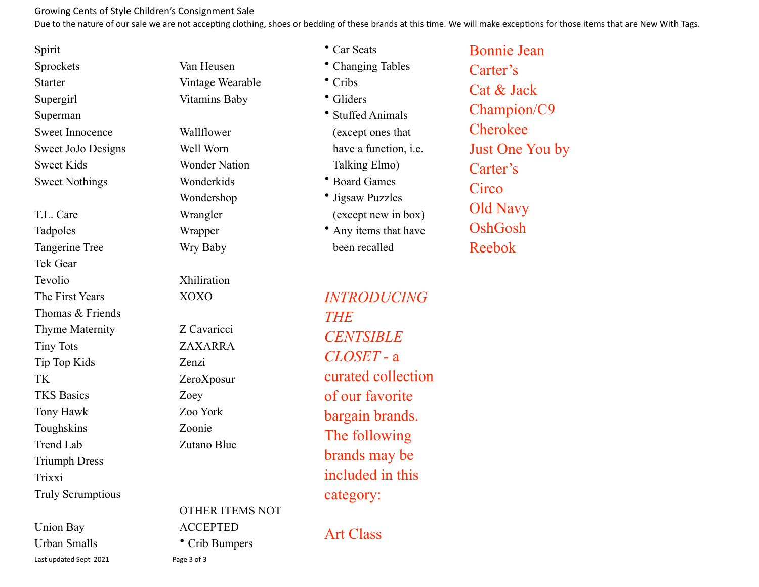Growing Cents of Style Children's Consignment Sale

Due to the nature of our sale we are not accepting clothing, shoes or bedding of these brands at this time. We will make exceptions for those items that are New With Tags.

Spirit
Sprockets
Starter
Supergirl
Superman
Sweet Innocence
Sweet JoJo Designs
Sweet Kids
Sweet Nothings

T.L. Care
Tadpoles
Tangerine Tree
Tek Gear
Tevolio
The First Years
Thomas & Friends
Thyme Maternity
Tiny Tots
Tip Top Kids
TK
TKS Basics
Tony Hawk
Toughskins
Trend Lab
Triumph Dress
Trixxi
Truly Scrumptious

Union Bay
Urban Smalls

Van Heusen
Vintage Wearable
Vitamins Baby

Wallflower
Well Worn
Wonder Nation
Wonderkids
Wondershop
Wrangler
Wrapper
Wry Baby

Xhiliration
XOXO

Z Cavaricci
ZAXARRA
Zenzi
ZeroXposur
Zoey
Zoo York
Zoonie
Zutano Blue

OTHER ITEMS NOT ACCEPTED

- Crib Bumpers
- Car Seats
- Changing Tables
- Cribs
- Gliders
- Stuffed Animals (except ones that have a function, i.e. Talking Elmo)
- Board Games
- Jigsaw Puzzles (except new in box)
- Any items that have been recalled

*INTRODUCING THE CENTSIBLE CLOSET* - a curated collection of our favorite bargain brands. The following brands may be included in this category:

Art Class
Bonnie Jean
Carter's
Cat & Jack
Champion/C9
Cherokee
Just One You by Carter's
Circo
Old Navy
OshGosh
Reebok

Last updated Sept 2021